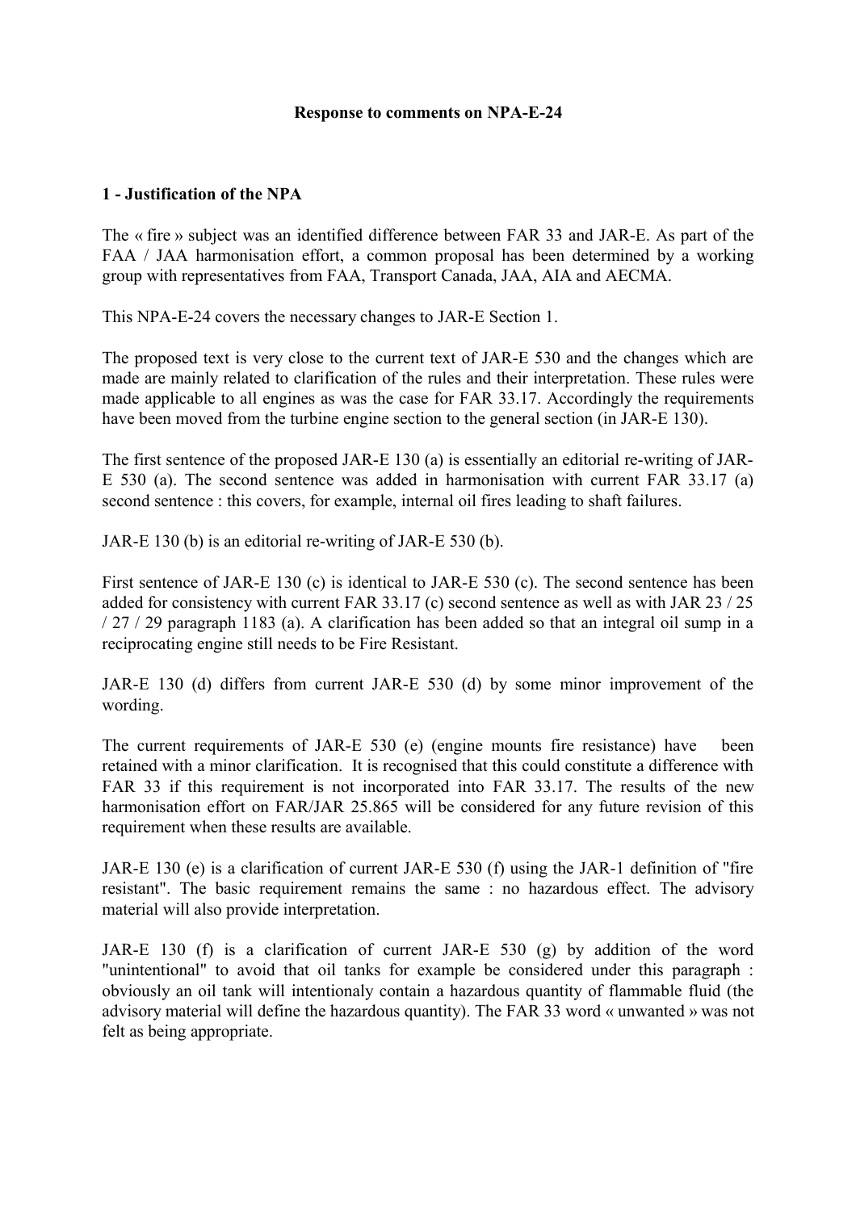**Response to comments on NPA-E-24**

**1 - Justification of the NPA**

The « fire » subject was an identified difference between FAR 33 and JAR-E. As part of the FAA / JAA harmonisation effort, a common proposal has been determined by a working group with representatives from FAA, Transport Canada, JAA, AIA and AECMA.

This NPA-E-24 covers the necessary changes to JAR-E Section 1.

The proposed text is very close to the current text of JAR-E 530 and the changes which are made are mainly related to clarification of the rules and their interpretation. These rules were made applicable to all engines as was the case for FAR 33.17. Accordingly the requirements have been moved from the turbine engine section to the general section (in JAR-E 130).

The first sentence of the proposed JAR-E 130 (a) is essentially an editorial re-writing of JAR-E 530 (a). The second sentence was added in harmonisation with current FAR 33.17 (a) second sentence : this covers, for example, internal oil fires leading to shaft failures.

JAR-E 130 (b) is an editorial re-writing of JAR-E 530 (b).

First sentence of JAR-E 130 (c) is identical to JAR-E 530 (c). The second sentence has been added for consistency with current FAR 33.17 (c) second sentence as well as with JAR 23 / 25 / 27 / 29 paragraph 1183 (a). A clarification has been added so that an integral oil sump in a reciprocating engine still needs to be Fire Resistant.

JAR-E 130 (d) differs from current JAR-E 530 (d) by some minor improvement of the wording.

The current requirements of JAR-E 530 (e) (engine mounts fire resistance) have been retained with a minor clarification. It is recognised that this could constitute a difference with FAR 33 if this requirement is not incorporated into FAR 33.17. The results of the new harmonisation effort on FAR/JAR 25.865 will be considered for any future revision of this requirement when these results are available.

JAR-E 130 (e) is a clarification of current JAR-E 530 (f) using the JAR-1 definition of "fire resistant". The basic requirement remains the same : no hazardous effect. The advisory material will also provide interpretation.

JAR-E 130 (f) is a clarification of current JAR-E 530 (g) by addition of the word "unintentional" to avoid that oil tanks for example be considered under this paragraph : obviously an oil tank will intentionaly contain a hazardous quantity of flammable fluid (the advisory material will define the hazardous quantity). The FAR 33 word « unwanted » was not felt as being appropriate.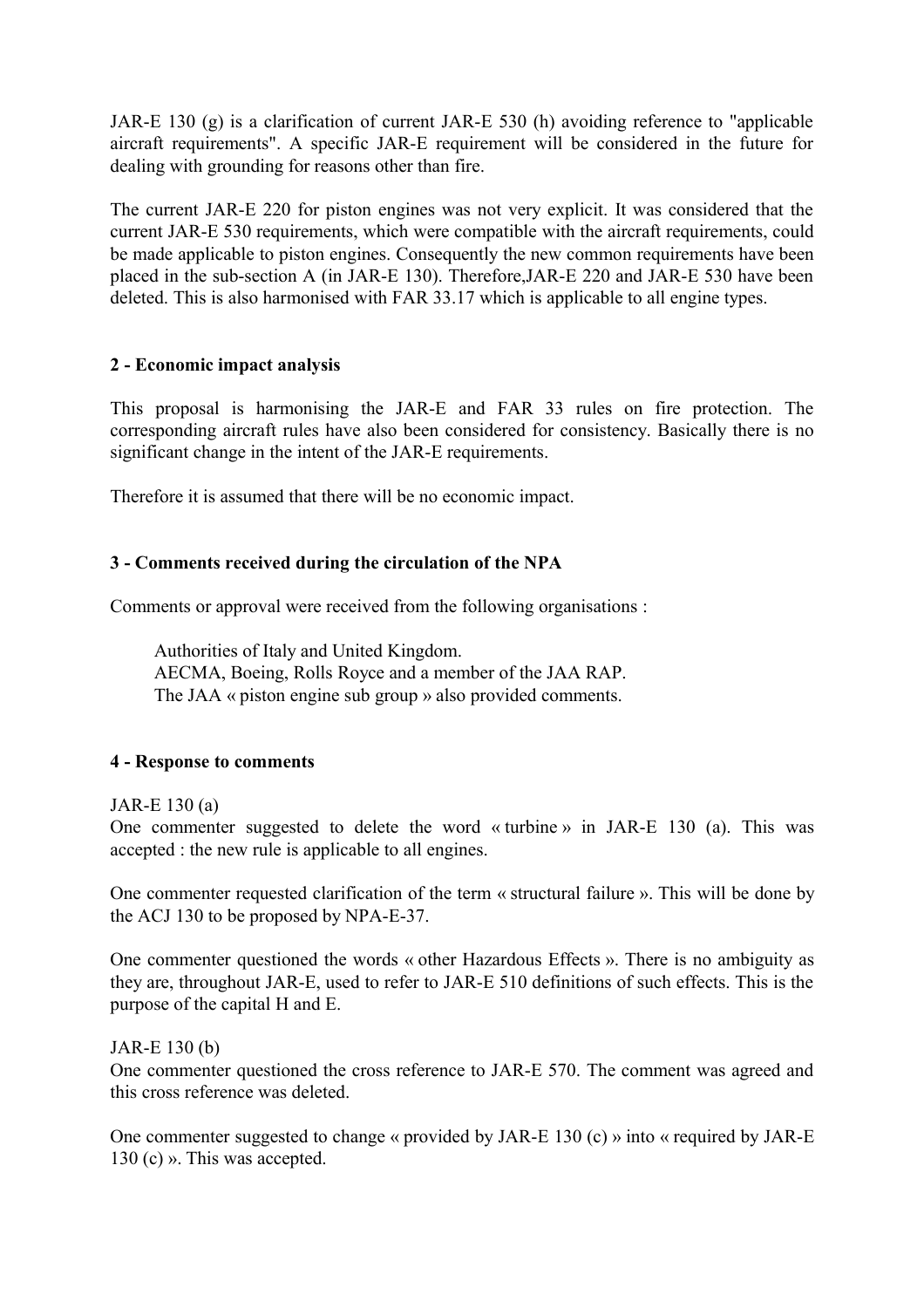JAR-E 130 (g) is a clarification of current JAR-E 530 (h) avoiding reference to "applicable aircraft requirements". A specific JAR-E requirement will be considered in the future for dealing with grounding for reasons other than fire.

The current JAR-E 220 for piston engines was not very explicit. It was considered that the current JAR-E 530 requirements, which were compatible with the aircraft requirements, could be made applicable to piston engines. Consequently the new common requirements have been placed in the sub-section A (in JAR-E 130). Therefore,JAR-E 220 and JAR-E 530 have been deleted. This is also harmonised with FAR 33.17 which is applicable to all engine types.

## 2 - Economic impact analysis

This proposal is harmonising the JAR-E and FAR 33 rules on fire protection. The corresponding aircraft rules have also been considered for consistency. Basically there is no significant change in the intent of the JAR-E requirements.

Therefore it is assumed that there will be no economic impact.

## 3 - Comments received during the circulation of the NPA

Comments or approval were received from the following organisations :

Authorities of Italy and United Kingdom.
AECMA, Boeing, Rolls Royce and a member of the JAA RAP.
The JAA « piston engine sub group » also provided comments.

## 4 - Response to comments

JAR-E 130 (a)
One commenter suggested to delete the word « turbine » in JAR-E 130 (a). This was accepted : the new rule is applicable to all engines.

One commenter requested clarification of the term « structural failure ». This will be done by the ACJ 130 to be proposed by NPA-E-37.

One commenter questioned the words « other Hazardous Effects ». There is no ambiguity as they are, throughout JAR-E, used to refer to JAR-E 510 definitions of such effects. This is the purpose of the capital H and E.

JAR-E 130 (b)
One commenter questioned the cross reference to JAR-E 570. The comment was agreed and this cross reference was deleted.

One commenter suggested to change « provided by JAR-E 130 (c) » into « required by JAR-E 130 (c) ». This was accepted.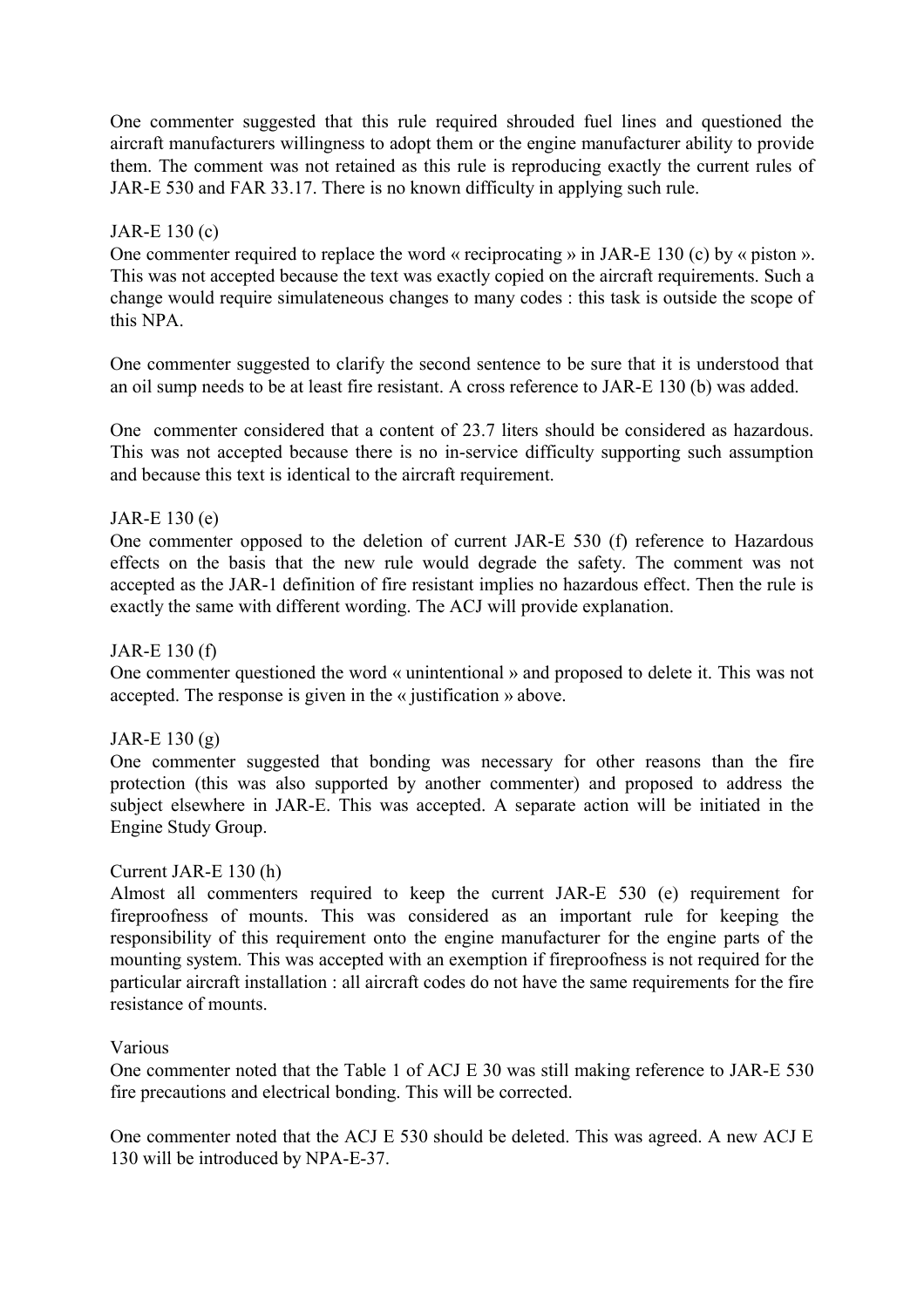One commenter suggested that this rule required shrouded fuel lines and questioned the aircraft manufacturers willingness to adopt them or the engine manufacturer ability to provide them. The comment was not retained as this rule is reproducing exactly the current rules of JAR-E 530 and FAR 33.17. There is no known difficulty in applying such rule.

JAR-E 130 (c)

One commenter required to replace the word « reciprocating » in JAR-E 130 (c) by « piston ». This was not accepted because the text was exactly copied on the aircraft requirements. Such a change would require simulateneous changes to many codes : this task is outside the scope of this NPA.

One commenter suggested to clarify the second sentence to be sure that it is understood that an oil sump needs to be at least fire resistant. A cross reference to JAR-E 130 (b) was added.

One commenter considered that a content of 23.7 liters should be considered as hazardous. This was not accepted because there is no in-service difficulty supporting such assumption and because this text is identical to the aircraft requirement.

JAR-E 130 (e)

One commenter opposed to the deletion of current JAR-E 530 (f) reference to Hazardous effects on the basis that the new rule would degrade the safety. The comment was not accepted as the JAR-1 definition of fire resistant implies no hazardous effect. Then the rule is exactly the same with different wording. The ACJ will provide explanation.

JAR-E 130 (f)

One commenter questioned the word « unintentional » and proposed to delete it. This was not accepted. The response is given in the « justification » above.

JAR-E 130 (g)

One commenter suggested that bonding was necessary for other reasons than the fire protection (this was also supported by another commenter) and proposed to address the subject elsewhere in JAR-E. This was accepted. A separate action will be initiated in the Engine Study Group.

Current JAR-E 130 (h)

Almost all commenters required to keep the current JAR-E 530 (e) requirement for fireproofness of mounts. This was considered as an important rule for keeping the responsibility of this requirement onto the engine manufacturer for the engine parts of the mounting system. This was accepted with an exemption if fireproofness is not required for the particular aircraft installation : all aircraft codes do not have the same requirements for the fire resistance of mounts.

Various

One commenter noted that the Table 1 of ACJ E 30 was still making reference to JAR-E 530 fire precautions and electrical bonding. This will be corrected.

One commenter noted that the ACJ E 530 should be deleted. This was agreed. A new ACJ E 130 will be introduced by NPA-E-37.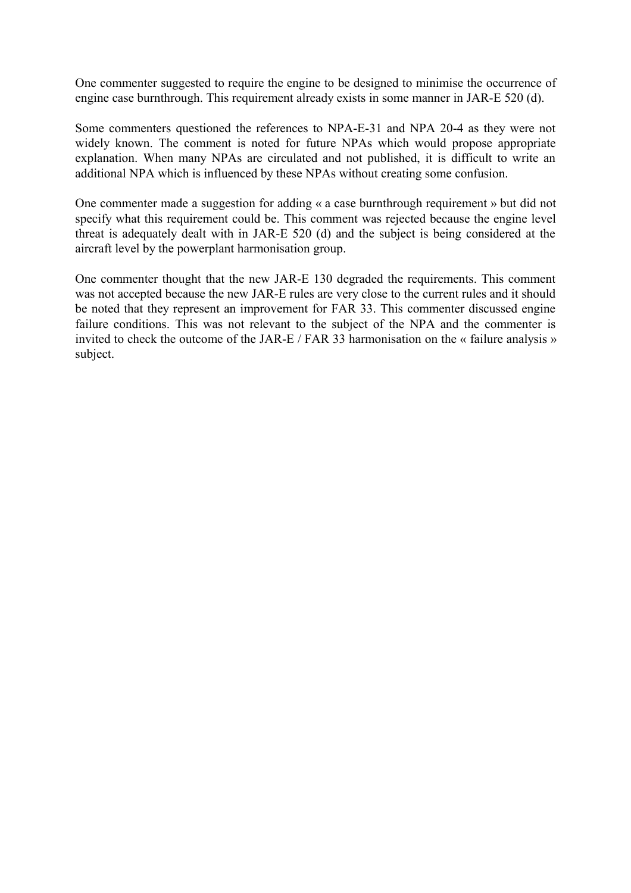One commenter suggested to require the engine to be designed to minimise the occurrence of engine case burnthrough. This requirement already exists in some manner in JAR-E 520 (d).

Some commenters questioned the references to NPA-E-31 and NPA 20-4 as they were not widely known. The comment is noted for future NPAs which would propose appropriate explanation. When many NPAs are circulated and not published, it is difficult to write an additional NPA which is influenced by these NPAs without creating some confusion.

One commenter made a suggestion for adding « a case burnthrough requirement » but did not specify what this requirement could be. This comment was rejected because the engine level threat is adequately dealt with in JAR-E 520 (d) and the subject is being considered at the aircraft level by the powerplant harmonisation group.

One commenter thought that the new JAR-E 130 degraded the requirements. This comment was not accepted because the new JAR-E rules are very close to the current rules and it should be noted that they represent an improvement for FAR 33. This commenter discussed engine failure conditions. This was not relevant to the subject of the NPA and the commenter is invited to check the outcome of the JAR-E / FAR 33 harmonisation on the « failure analysis » subject.